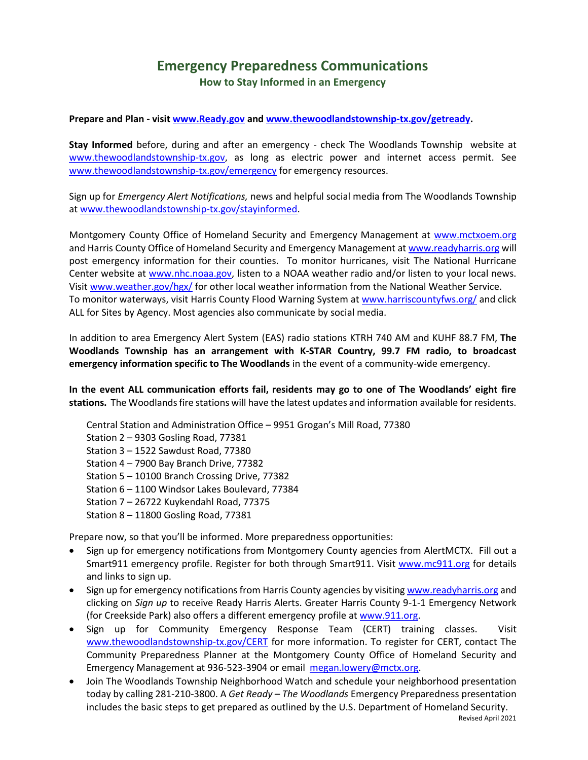# Emergency Preparedness Communications

## How to Stay Informed in an Emergency

**Prepare and Plan - visit [www.Ready.gov](http://www.Ready.gov) and [www.thewoodlandstownship-tx.gov/getready](http://www.thewoodlandstownship-tx.gov/getready).**

**Stay Informed** before, during and after an emergency - check The Woodlands Township website at [www.thewoodlandstownship-tx.gov](http://www.thewoodlandstownship-tx.gov), as long as electric power and internet access permit. See [www.thewoodlandstownship-tx.gov/emergency](http://www.thewoodlandstownship-tx.gov/emergency) for emergency resources.

Sign up for *Emergency Alert Notifications,* news and helpful social media from The Woodlands Township at [www.thewoodlandstownship-tx.gov/stayinformed](http://www.thewoodlandstownship-tx.gov/stayinformed).

Montgomery County Office of Homeland Security and Emergency Management at [www.mctxoem.org](http://www.mctxoem.org) and Harris County Office of Homeland Security and Emergency Management at [www.readyharris.org](http://www.readyharris.org) will post emergency information for their counties. To monitor hurricanes, visit The National Hurricane Center website at [www.nhc.noaa.gov](http://www.nhc.noaa.gov), listen to a NOAA weather radio and/or listen to your local news. Visit [www.weather.gov/hgx/](http://www.weather.gov/hgx/) for other local weather information from the National Weather Service. To monitor waterways, visit Harris County Flood Warning System at [www.harriscountyfws.org/](http://www.harriscountyfws.org/) and click ALL for Sites by Agency. Most agencies also communicate by social media.

In addition to area Emergency Alert System (EAS) radio stations KTRH 740 AM and KUHF 88.7 FM, **The Woodlands Township has an arrangement with K-STAR Country, 99.7 FM radio, to broadcast emergency information specific to The Woodlands** in the event of a community-wide emergency.

**In the event ALL communication efforts fail, residents may go to one of The Woodlands' eight fire stations.** The Woodlands fire stations will have the latest updates and information available for residents.

Central Station and Administration Office – 9951 Grogan's Mill Road, 77380
Station 2 – 9303 Gosling Road, 77381
Station 3 – 1522 Sawdust Road, 77380
Station 4 – 7900 Bay Branch Drive, 77382
Station 5 – 10100 Branch Crossing Drive, 77382
Station 6 – 1100 Windsor Lakes Boulevard, 77384
Station 7 – 26722 Kuykendahl Road, 77375
Station 8 – 11800 Gosling Road, 77381

Prepare now, so that you'll be informed. More preparedness opportunities:

- Sign up for emergency notifications from Montgomery County agencies from AlertMCTX. Fill out a Smart911 emergency profile. Register for both through Smart911. Visit [www.mc911.org](http://www.mc911.org) for details and links to sign up.
- Sign up for emergency notifications from Harris County agencies by visiting [www.readyharris.org](http://www.readyharris.org) and clicking on *Sign up* to receive Ready Harris Alerts. Greater Harris County 9-1-1 Emergency Network (for Creekside Park) also offers a different emergency profile at [www.911.org](http://www.911.org).
- Sign up for Community Emergency Response Team (CERT) training classes. Visit [www.thewoodlandstownship-tx.gov/CERT](http://www.thewoodlandstownship-tx.gov/CERT) for more information. To register for CERT, contact The Community Preparedness Planner at the Montgomery County Office of Homeland Security and Emergency Management at 936-523-3904 or email [megan.lowery@mctx.org](mailto:megan.lowery@mctx.org).
- Join The Woodlands Township Neighborhood Watch and schedule your neighborhood presentation today by calling 281-210-3800. A *Get Ready – The Woodlands* Emergency Preparedness presentation includes the basic steps to get prepared as outlined by the U.S. Department of Homeland Security.

Revised April 2021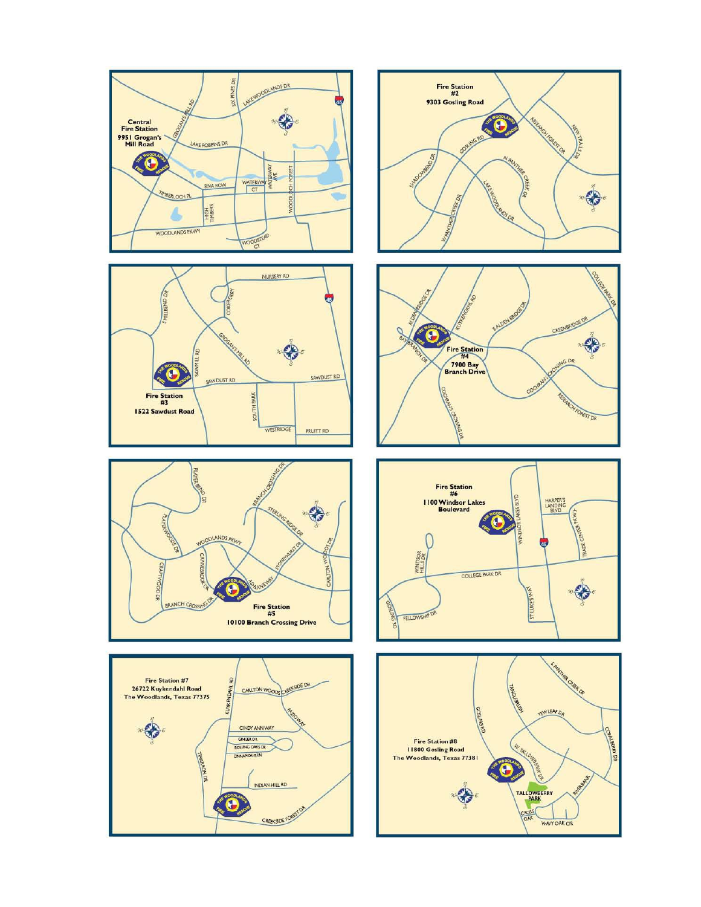Central Fire Station
9951 Grogan's Mill Road

Fire Station #2
9303 Gosling Road

Fire Station #3
1522 Sawdust Road

Fire Station #4
7900 Bay Branch Drive

Fire Station #5
10100 Branch Crossing Drive

Fire Station #6
1100 Windsor Lakes Boulevard

Fire Station #7
26722 Kuykendahl Road
The Woodlands, Texas 77375

Fire Station #8
11800 Gosling Road
The Woodlands, Texas 77381